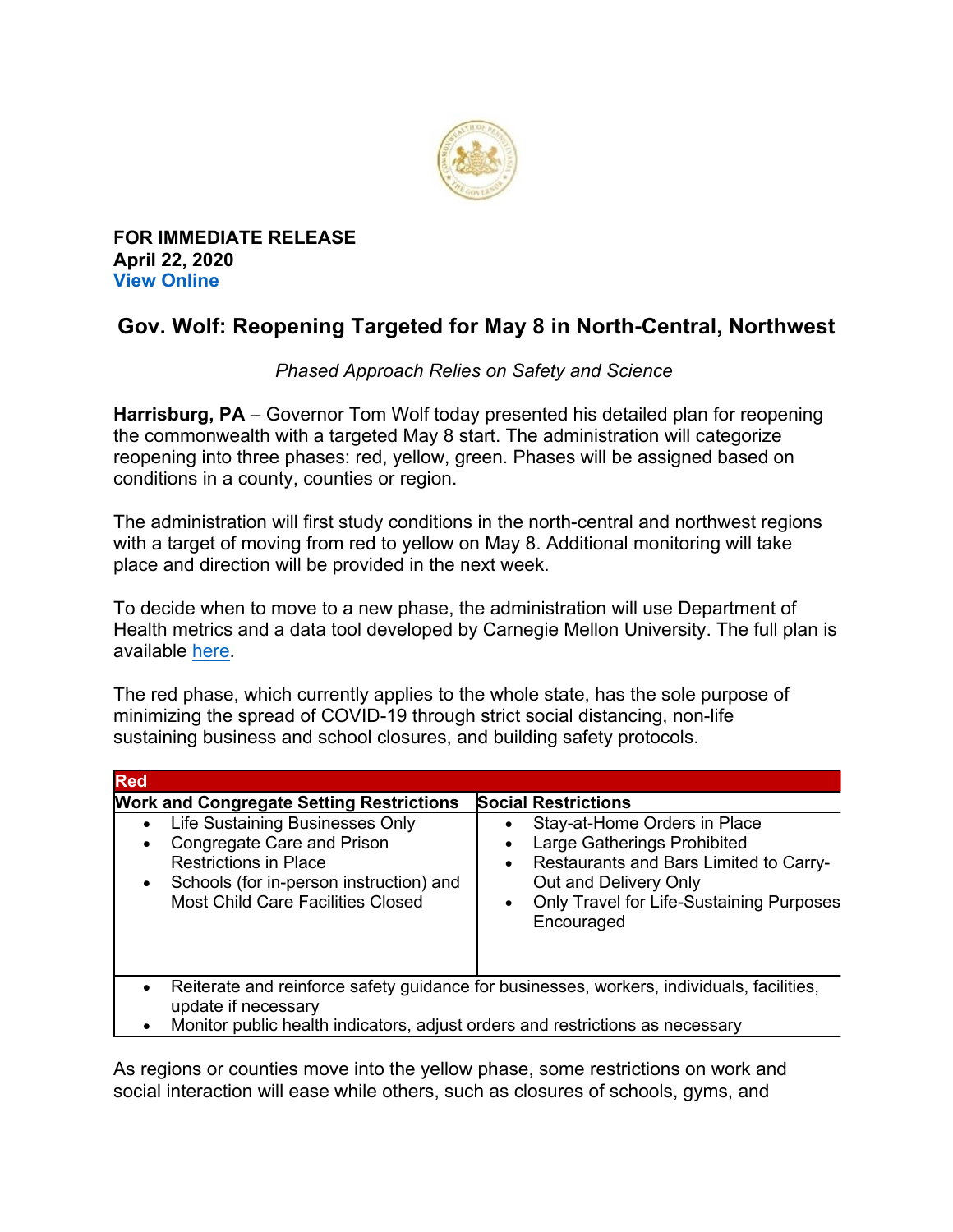**FOR IMMEDIATE RELEASE**
**April 22, 2020**
**View Online**

# Gov. Wolf: Reopening Targeted for May 8 in North-Central, Northwest

*Phased Approach Relies on Safety and Science*

**Harrisburg, PA** – Governor Tom Wolf today presented his detailed plan for reopening the commonwealth with a targeted May 8 start. The administration will categorize reopening into three phases: red, yellow, green. Phases will be assigned based on conditions in a county, counties or region.

The administration will first study conditions in the north-central and northwest regions with a target of moving from red to yellow on May 8. Additional monitoring will take place and direction will be provided in the next week.

To decide when to move to a new phase, the administration will use Department of Health metrics and a data tool developed by Carnegie Mellon University. The full plan is available here.

The red phase, which currently applies to the whole state, has the sole purpose of minimizing the spread of COVID-19 through strict social distancing, non-life sustaining business and school closures, and building safety protocols.

| **Red** | |
|---|---|
| **Work and Congregate Setting Restrictions** | **Social Restrictions** |
| • Life Sustaining Businesses Only<br>• Congregate Care and Prison Restrictions in Place<br>• Schools (for in-person instruction) and Most Child Care Facilities Closed | • Stay-at-Home Orders in Place<br>• Large Gatherings Prohibited<br>• Restaurants and Bars Limited to Carry-Out and Delivery Only<br>• Only Travel for Life-Sustaining Purposes Encouraged |
| • Reiterate and reinforce safety guidance for businesses, workers, individuals, facilities, update if necessary<br>• Monitor public health indicators, adjust orders and restrictions as necessary | |

As regions or counties move into the yellow phase, some restrictions on work and social interaction will ease while others, such as closures of schools, gyms, and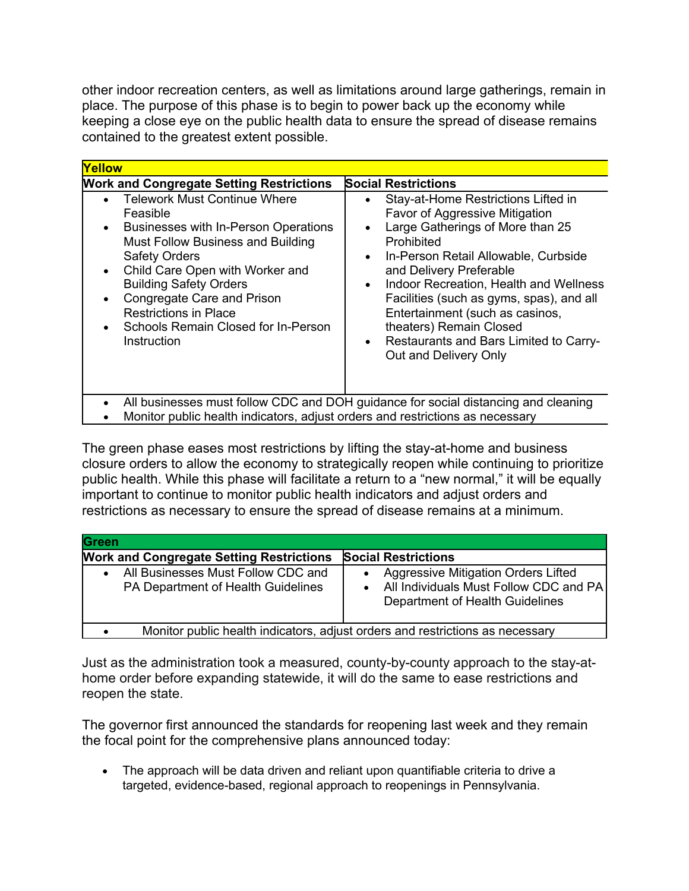other indoor recreation centers, as well as limitations around large gatherings, remain in place. The purpose of this phase is to begin to power back up the economy while keeping a close eye on the public health data to ensure the spread of disease remains contained to the greatest extent possible.

| Yellow | |
|---|---|
| **Work and Congregate Setting Restrictions** | **Social Restrictions** |
| • Telework Must Continue Where Feasible<br>• Businesses with In-Person Operations Must Follow Business and Building Safety Orders<br>• Child Care Open with Worker and Building Safety Orders<br>• Congregate Care and Prison Restrictions in Place<br>• Schools Remain Closed for In-Person Instruction | • Stay-at-Home Restrictions Lifted in Favor of Aggressive Mitigation<br>• Large Gatherings of More than 25 Prohibited<br>• In-Person Retail Allowable, Curbside and Delivery Preferable<br>• Indoor Recreation, Health and Wellness Facilities (such as gyms, spas), and all Entertainment (such as casinos, theaters) Remain Closed<br>• Restaurants and Bars Limited to Carry-Out and Delivery Only |
| • All businesses must follow CDC and DOH guidance for social distancing and cleaning<br>• Monitor public health indicators, adjust orders and restrictions as necessary | |

The green phase eases most restrictions by lifting the stay-at-home and business closure orders to allow the economy to strategically reopen while continuing to prioritize public health. While this phase will facilitate a return to a "new normal," it will be equally important to continue to monitor public health indicators and adjust orders and restrictions as necessary to ensure the spread of disease remains at a minimum.

| Green | |
|---|---|
| **Work and Congregate Setting Restrictions** | **Social Restrictions** |
| • All Businesses Must Follow CDC and PA Department of Health Guidelines | • Aggressive Mitigation Orders Lifted<br>• All Individuals Must Follow CDC and PA Department of Health Guidelines |
| • Monitor public health indicators, adjust orders and restrictions as necessary | |

Just as the administration took a measured, county-by-county approach to the stay-at-home order before expanding statewide, it will do the same to ease restrictions and reopen the state.

The governor first announced the standards for reopening last week and they remain the focal point for the comprehensive plans announced today:

- The approach will be data driven and reliant upon quantifiable criteria to drive a targeted, evidence-based, regional approach to reopenings in Pennsylvania.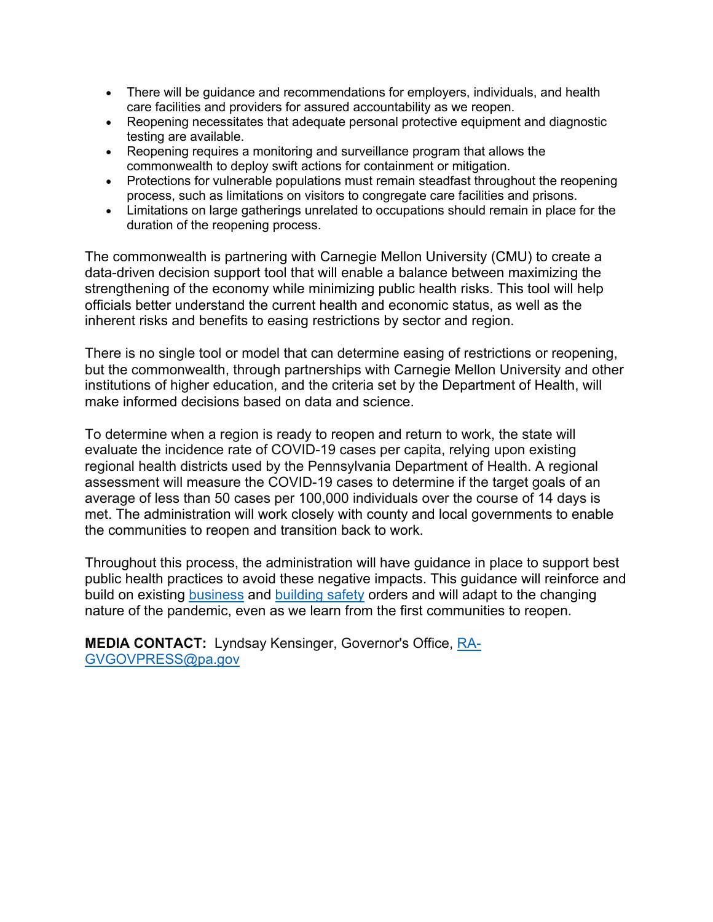- There will be guidance and recommendations for employers, individuals, and health care facilities and providers for assured accountability as we reopen.
- Reopening necessitates that adequate personal protective equipment and diagnostic testing are available.
- Reopening requires a monitoring and surveillance program that allows the commonwealth to deploy swift actions for containment or mitigation.
- Protections for vulnerable populations must remain steadfast throughout the reopening process, such as limitations on visitors to congregate care facilities and prisons.
- Limitations on large gatherings unrelated to occupations should remain in place for the duration of the reopening process.

The commonwealth is partnering with Carnegie Mellon University (CMU) to create a data-driven decision support tool that will enable a balance between maximizing the strengthening of the economy while minimizing public health risks. This tool will help officials better understand the current health and economic status, as well as the inherent risks and benefits to easing restrictions by sector and region.

There is no single tool or model that can determine easing of restrictions or reopening, but the commonwealth, through partnerships with Carnegie Mellon University and other institutions of higher education, and the criteria set by the Department of Health, will make informed decisions based on data and science.

To determine when a region is ready to reopen and return to work, the state will evaluate the incidence rate of COVID-19 cases per capita, relying upon existing regional health districts used by the Pennsylvania Department of Health. A regional assessment will measure the COVID-19 cases to determine if the target goals of an average of less than 50 cases per 100,000 individuals over the course of 14 days is met. The administration will work closely with county and local governments to enable the communities to reopen and transition back to work.

Throughout this process, the administration will have guidance in place to support best public health practices to avoid these negative impacts. This guidance will reinforce and build on existing business and building safety orders and will adapt to the changing nature of the pandemic, even as we learn from the first communities to reopen.

**MEDIA CONTACT:** Lyndsay Kensinger, Governor's Office, RA-GVGOVPRESS@pa.gov